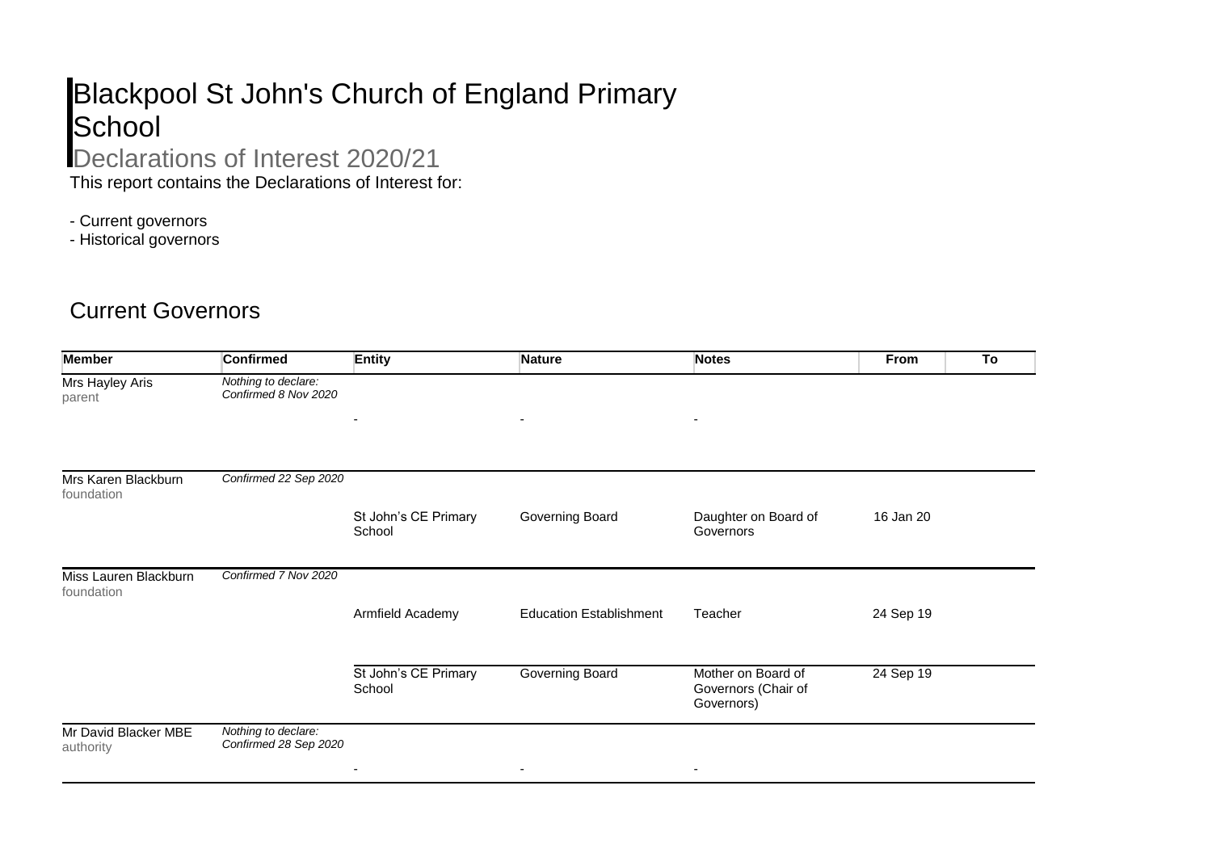# Blackpool St John's Church of England Primary School

## Declarations of Interest 2020/21

This report contains the Declarations of Interest for:

- Current governors
- Historical governors

## Current Governors

| Member | Confirmed | Entity | Nature | Notes | From | To |
|---|---|---|---|---|---|---|
| Mrs Hayley Aris<br>parent | *Nothing to declare: Confirmed 8 Nov 2020* | - | - | - | | |
| Mrs Karen Blackburn<br>foundation | *Confirmed 22 Sep 2020* | St John's CE Primary School | Governing Board | Daughter on Board of Governors | 16 Jan 20 | |
| Miss Lauren Blackburn<br>foundation | *Confirmed 7 Nov 2020* | Armfield Academy | Education Establishment | Teacher | 24 Sep 19 | |
| | | St John's CE Primary School | Governing Board | Mother on Board of Governors (Chair of Governors) | 24 Sep 19 | |
| Mr David Blacker MBE<br>authority | *Nothing to declare: Confirmed 28 Sep 2020* | - | - | - | | |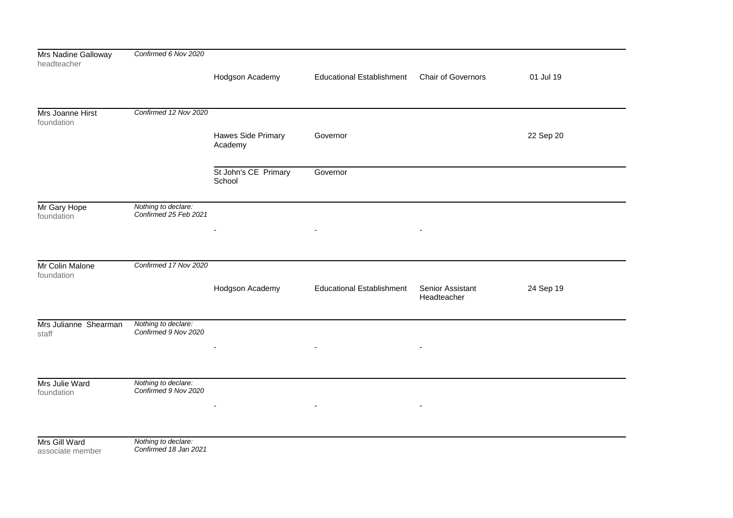| Name | Status | Organisation | Nature of Business | Nature of Interest | Date |
| --- | --- | --- | --- | --- | --- |
| Mrs Nadine Galloway<br>headteacher | *Confirmed 6 Nov 2020* | Hodgson Academy | Educational Establishment | Chair of Governors | 01 Jul 19 |
| Mrs Joanne Hirst<br>foundation | *Confirmed 12 Nov 2020* | Hawes Side Primary Academy | Governor | | 22 Sep 20 |
| | | St John's CE Primary School | Governor | | |
| Mr Gary Hope<br>foundation | *Nothing to declare: Confirmed 25 Feb 2021* | - | - | - | |
| Mr Colin Malone<br>foundation | *Confirmed 17 Nov 2020* | Hodgson Academy | Educational Establishment | Senior Assistant Headteacher | 24 Sep 19 |
| Mrs Julianne Shearman<br>staff | *Nothing to declare: Confirmed 9 Nov 2020* | - | - | - | |
| Mrs Julie Ward<br>foundation | *Nothing to declare: Confirmed 9 Nov 2020* | - | - | - | |
| Mrs Gill Ward<br>associate member | *Nothing to declare: Confirmed 18 Jan 2021* | | | | |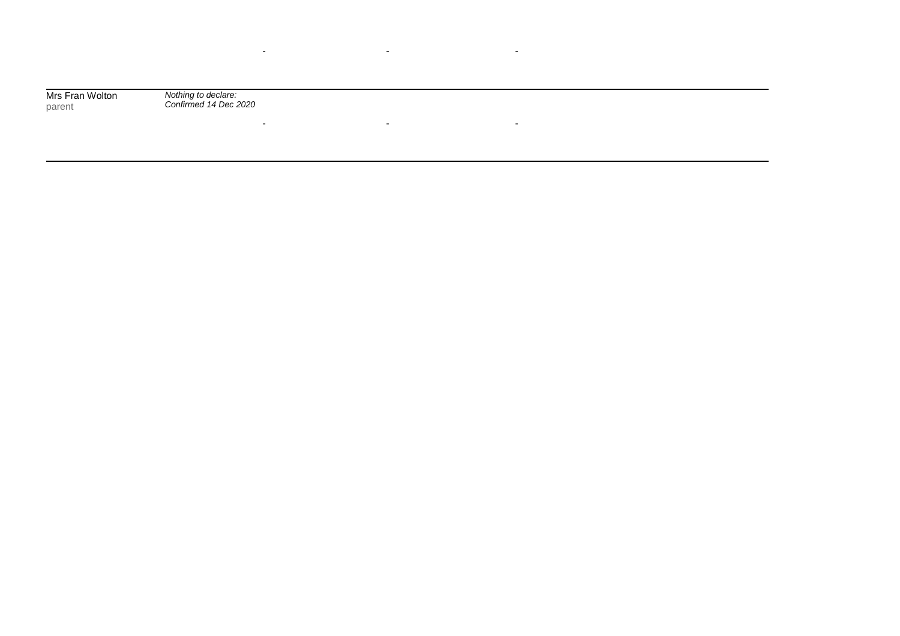| | | | | |
|---|---|---|---|---|
| | | - | - | - |
| Mrs Fran Wolton<br>parent | *Nothing to declare:*<br>*Confirmed 14 Dec 2020* | - | - | - |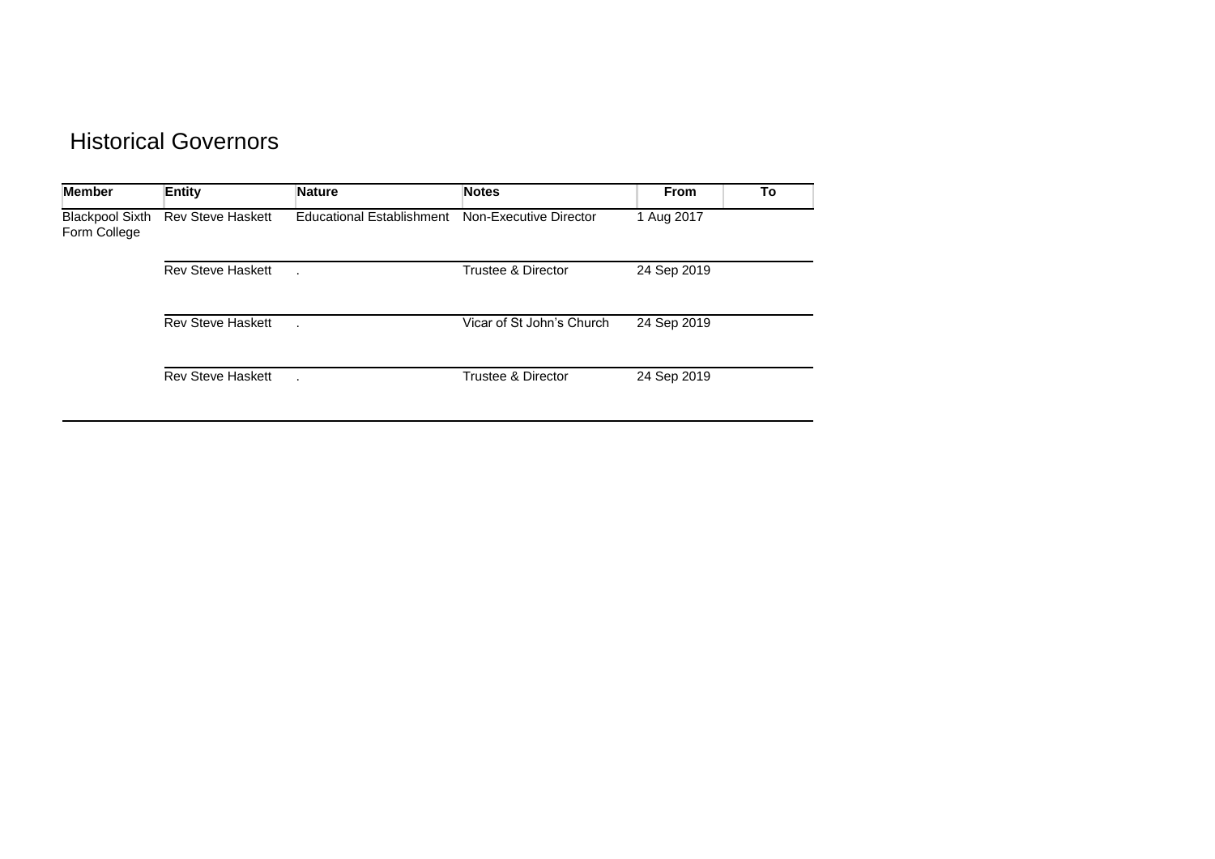# Historical Governors

| Member | Entity | Nature | Notes | From | To |
|---|---|---|---|---|---|
| Blackpool Sixth Form College | Rev Steve Haskett | Educational Establishment | Non-Executive Director | 1 Aug 2017 | |
| | Rev Steve Haskett | . | Trustee & Director | 24 Sep 2019 | |
| | Rev Steve Haskett | . | Vicar of St John's Church | 24 Sep 2019 | |
| | Rev Steve Haskett | . | Trustee & Director | 24 Sep 2019 | |